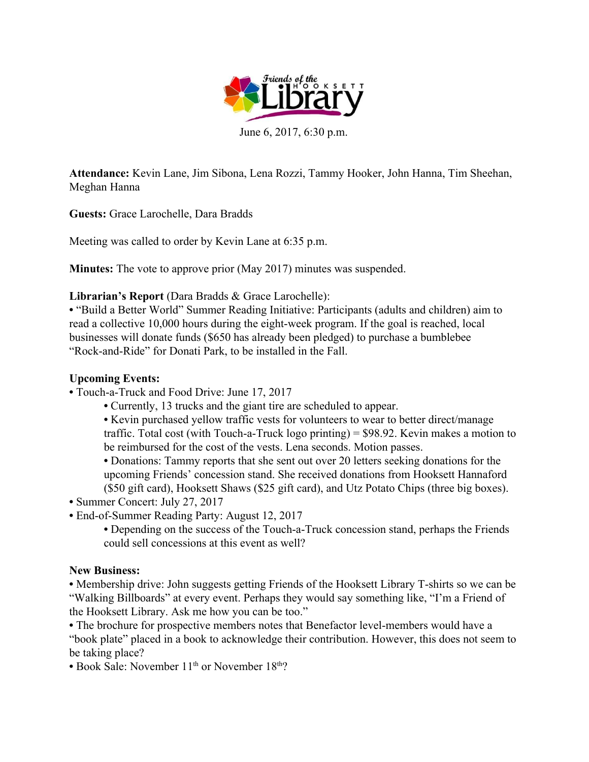Friends of the Hooksett Library

June 6, 2017, 6:30 p.m.

**Attendance:** Kevin Lane, Jim Sibona, Lena Rozzi, Tammy Hooker, John Hanna, Tim Sheehan, Meghan Hanna

**Guests:** Grace Larochelle, Dara Bradds

Meeting was called to order by Kevin Lane at 6:35 p.m.

**Minutes:** The vote to approve prior (May 2017) minutes was suspended.

**Librarian's Report** (Dara Bradds & Grace Larochelle):

- "Build a Better World" Summer Reading Initiative: Participants (adults and children) aim to read a collective 10,000 hours during the eight-week program. If the goal is reached, local businesses will donate funds ($650 has already been pledged) to purchase a bumblebee "Rock-and-Ride" for Donati Park, to be installed in the Fall.

**Upcoming Events:**

- Touch-a-Truck and Food Drive: June 17, 2017
    - Currently, 13 trucks and the giant tire are scheduled to appear.
    - Kevin purchased yellow traffic vests for volunteers to wear to better direct/manage traffic. Total cost (with Touch-a-Truck logo printing) = $98.92. Kevin makes a motion to be reimbursed for the cost of the vests. Lena seconds. Motion passes.
    - Donations: Tammy reports that she sent out over 20 letters seeking donations for the upcoming Friends' concession stand. She received donations from Hooksett Hannaford ($50 gift card), Hooksett Shaws ($25 gift card), and Utz Potato Chips (three big boxes).
- Summer Concert: July 27, 2017
- End-of-Summer Reading Party: August 12, 2017
    - Depending on the success of the Touch-a-Truck concession stand, perhaps the Friends could sell concessions at this event as well?

**New Business:**

- Membership drive: John suggests getting Friends of the Hooksett Library T-shirts so we can be "Walking Billboards" at every event. Perhaps they would say something like, "I'm a Friend of the Hooksett Library. Ask me how you can be too."
- The brochure for prospective members notes that Benefactor level-members would have a "book plate" placed in a book to acknowledge their contribution. However, this does not seem to be taking place?
- Book Sale: November 11th or November 18th?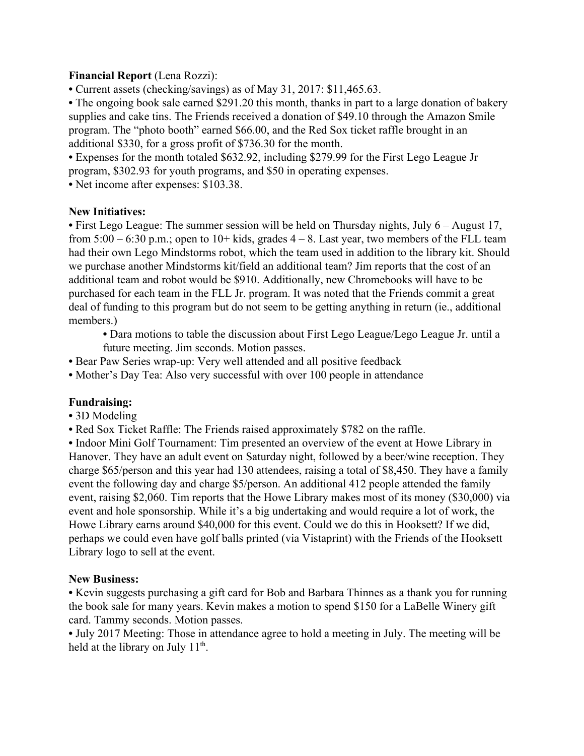**Financial Report** (Lena Rozzi):

- Current assets (checking/savings) as of May 31, 2017: $11,465.63.
- The ongoing book sale earned $291.20 this month, thanks in part to a large donation of bakery supplies and cake tins. The Friends received a donation of $49.10 through the Amazon Smile program. The "photo booth" earned $66.00, and the Red Sox ticket raffle brought in an additional $330, for a gross profit of $736.30 for the month.
- Expenses for the month totaled $632.92, including $279.99 for the First Lego League Jr program, $302.93 for youth programs, and $50 in operating expenses.
- Net income after expenses: $103.38.

**New Initiatives:**

- First Lego League: The summer session will be held on Thursday nights, July 6 – August 17, from 5:00 – 6:30 p.m.; open to 10+ kids, grades 4 – 8. Last year, two members of the FLL team had their own Lego Mindstorms robot, which the team used in addition to the library kit. Should we purchase another Mindstorms kit/field an additional team? Jim reports that the cost of an additional team and robot would be $910. Additionally, new Chromebooks will have to be purchased for each team in the FLL Jr. program. It was noted that the Friends commit a great deal of funding to this program but do not seem to be getting anything in return (ie., additional members.)
    - Dara motions to table the discussion about First Lego League/Lego League Jr. until a future meeting. Jim seconds. Motion passes.
- Bear Paw Series wrap-up: Very well attended and all positive feedback
- Mother's Day Tea: Also very successful with over 100 people in attendance

**Fundraising:**

- 3D Modeling
- Red Sox Ticket Raffle: The Friends raised approximately $782 on the raffle.
- Indoor Mini Golf Tournament: Tim presented an overview of the event at Howe Library in Hanover. They have an adult event on Saturday night, followed by a beer/wine reception. They charge $65/person and this year had 130 attendees, raising a total of $8,450. They have a family event the following day and charge $5/person. An additional 412 people attended the family event, raising $2,060. Tim reports that the Howe Library makes most of its money ($30,000) via event and hole sponsorship. While it's a big undertaking and would require a lot of work, the Howe Library earns around $40,000 for this event. Could we do this in Hooksett? If we did, perhaps we could even have golf balls printed (via Vistaprint) with the Friends of the Hooksett Library logo to sell at the event.

**New Business:**

- Kevin suggests purchasing a gift card for Bob and Barbara Thinnes as a thank you for running the book sale for many years. Kevin makes a motion to spend $150 for a LaBelle Winery gift card. Tammy seconds. Motion passes.
- July 2017 Meeting: Those in attendance agree to hold a meeting in July. The meeting will be held at the library on July 11th.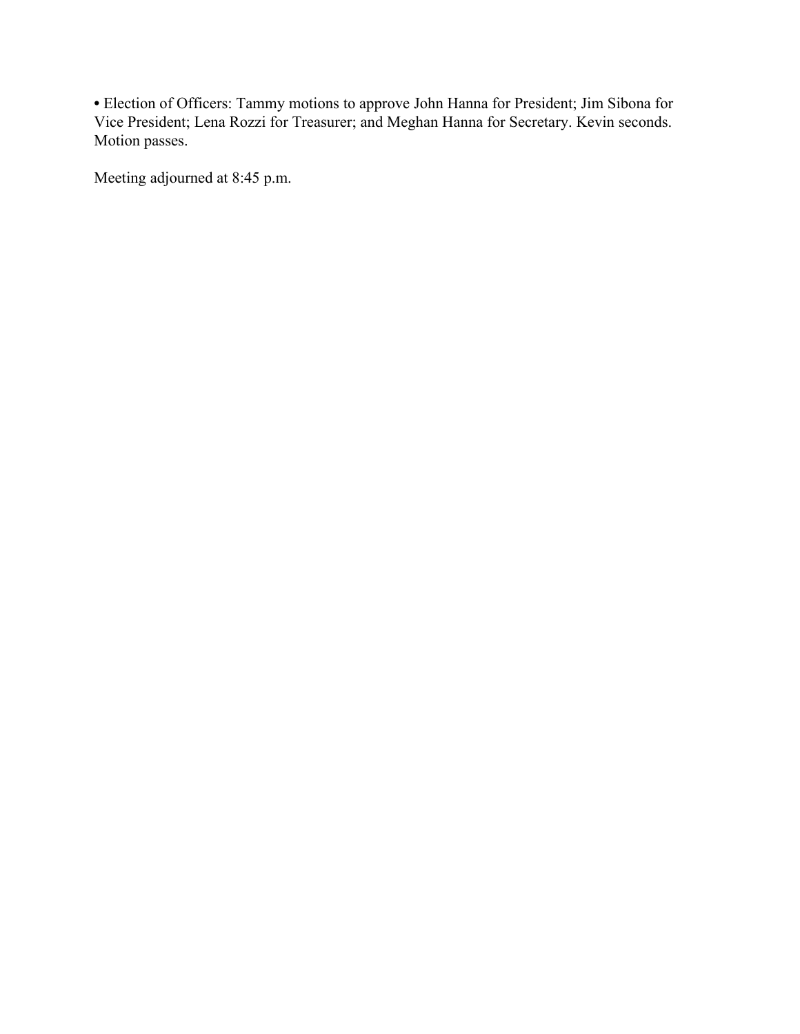- Election of Officers: Tammy motions to approve John Hanna for President; Jim Sibona for Vice President; Lena Rozzi for Treasurer; and Meghan Hanna for Secretary. Kevin seconds. Motion passes.

Meeting adjourned at 8:45 p.m.